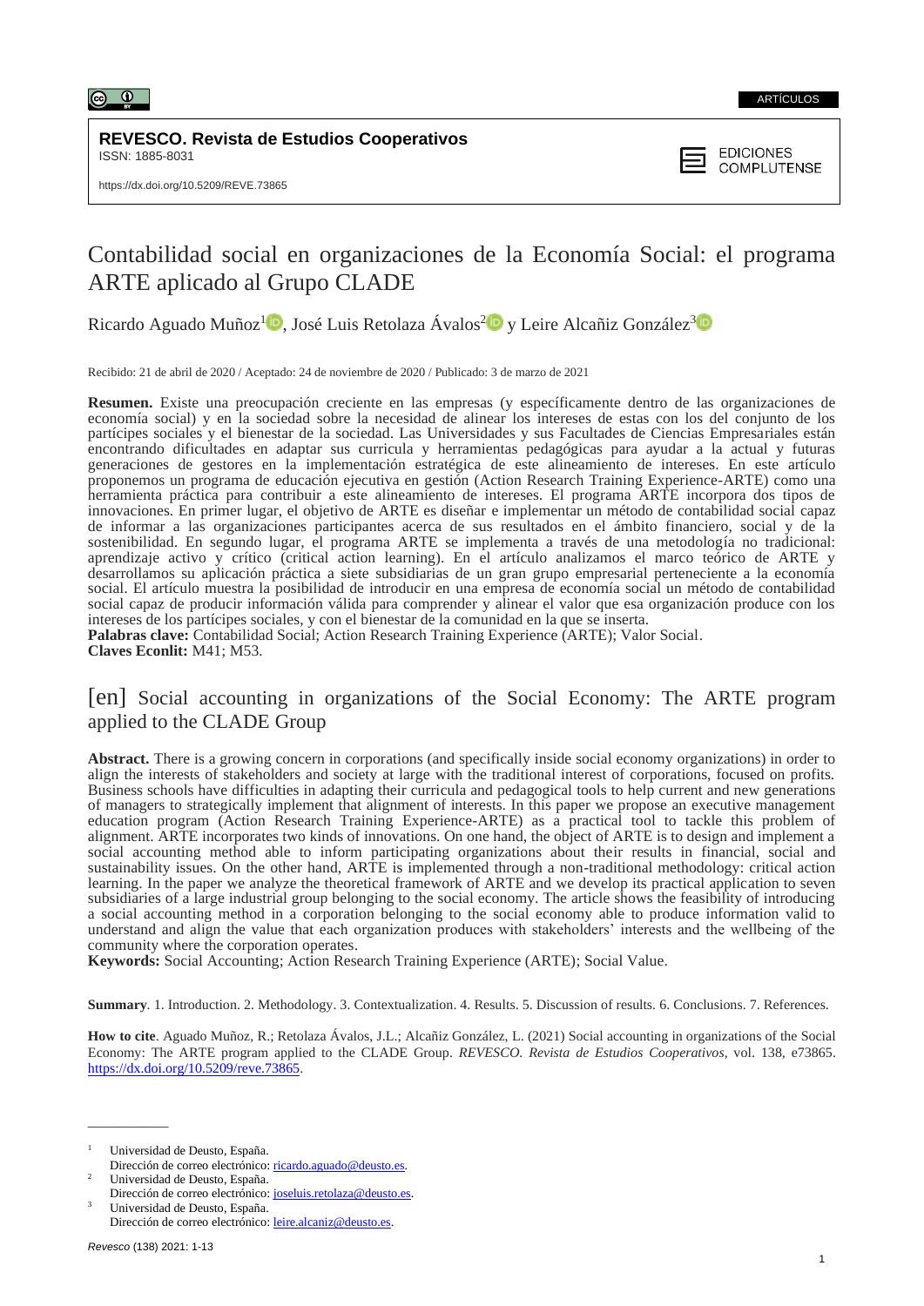ARTÍCULOS

**REVESCO. Revista de Estudios Cooperativos**
ISSN: 1885-8031

https://dx.doi.org/10.5209/REVE.73865

EDICIONES COMPLUTENSE

# Contabilidad social en organizaciones de la Economía Social: el programa ARTE aplicado al Grupo CLADE

Ricardo Aguado Muñoz[1], José Luis Retolaza Ávalos[2] y Leire Alcañiz González[3]

Recibido: 21 de abril de 2020 / Aceptado: 24 de noviembre de 2020 / Publicado: 3 de marzo de 2021

**Resumen.** Existe una preocupación creciente en las empresas (y específicamente dentro de las organizaciones de economía social) y en la sociedad sobre la necesidad de alinear los intereses de estas con los del conjunto de los partícipes sociales y el bienestar de la sociedad. Las Universidades y sus Facultades de Ciencias Empresariales están encontrando dificultades en adaptar sus curricula y herramientas pedagógicas para ayudar a la actual y futuras generaciones de gestores en la implementación estratégica de este alineamiento de intereses. En este artículo proponemos un programa de educación ejecutiva en gestión (Action Research Training Experience-ARTE) como una herramienta práctica para contribuir a este alineamiento de intereses. El programa ARTE incorpora dos tipos de innovaciones. En primer lugar, el objetivo de ARTE es diseñar e implementar un método de contabilidad social capaz de informar a las organizaciones participantes acerca de sus resultados en el ámbito financiero, social y de la sostenibilidad. En segundo lugar, el programa ARTE se implementa a través de una metodología no tradicional: aprendizaje activo y crítico (critical action learning). En el artículo analizamos el marco teórico de ARTE y desarrollamos su aplicación práctica a siete subsidiarias de un gran grupo empresarial perteneciente a la economía social. El artículo muestra la posibilidad de introducir en una empresa de economía social un método de contabilidad social capaz de producir información válida para comprender y alinear el valor que esa organización produce con los intereses de los partícipes sociales, y con el bienestar de la comunidad en la que se inserta.
**Palabras clave:** Contabilidad Social; Action Research Training Experience (ARTE); Valor Social.
**Claves Econlit:** M41; M53.

## [en] Social accounting in organizations of the Social Economy: The ARTE program applied to the CLADE Group

**Abstract.** There is a growing concern in corporations (and specifically inside social economy organizations) in order to align the interests of stakeholders and society at large with the traditional interest of corporations, focused on profits. Business schools have difficulties in adapting their curricula and pedagogical tools to help current and new generations of managers to strategically implement that alignment of interests. In this paper we propose an executive management education program (Action Research Training Experience-ARTE) as a practical tool to tackle this problem of alignment. ARTE incorporates two kinds of innovations. On one hand, the object of ARTE is to design and implement a social accounting method able to inform participating organizations about their results in financial, social and sustainability issues. On the other hand, ARTE is implemented through a non-traditional methodology: critical action learning. In the paper we analyze the theoretical framework of ARTE and we develop its practical application to seven subsidiaries of a large industrial group belonging to the social economy. The article shows the feasibility of introducing a social accounting method in a corporation belonging to the social economy able to produce information valid to understand and align the value that each organization produces with stakeholders' interests and the wellbeing of the community where the corporation operates.
**Keywords:** Social Accounting; Action Research Training Experience (ARTE); Social Value.

**Summary**. 1. Introduction. 2. Methodology. 3. Contextualization. 4. Results. 5. Discussion of results. 6. Conclusions. 7. References.

**How to cite**. Aguado Muñoz, R.; Retolaza Ávalos, J.L.; Alcañiz González, L. (2021) Social accounting in organizations of the Social Economy: The ARTE program applied to the CLADE Group. *REVESCO. Revista de Estudios Cooperativos*, vol. 138, e73865. https://dx.doi.org/10.5209/reve.73865.

---

[1] Universidad de Deusto, España.
Dirección de correo electrónico: ricardo.aguado@deusto.es.

[2] Universidad de Deusto, España.
Dirección de correo electrónico: joseluis.retolaza@deusto.es.

[3] Universidad de Deusto, España.
Dirección de correo electrónico: leire.alcaniz@deusto.es.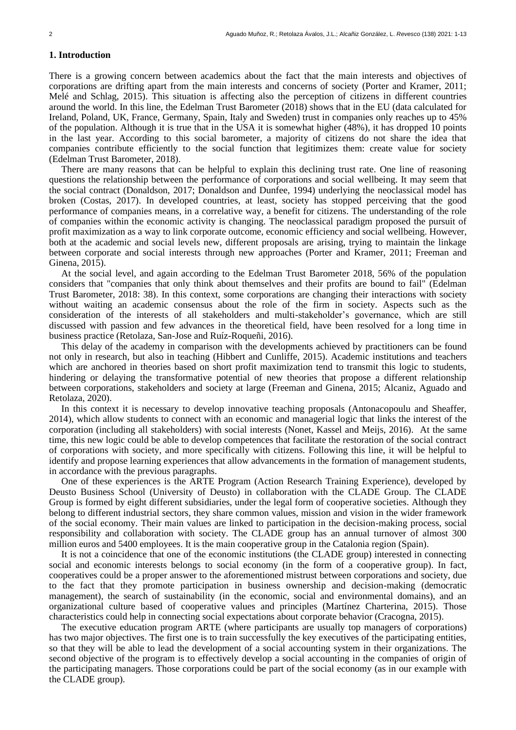## 1. Introduction

There is a growing concern between academics about the fact that the main interests and objectives of corporations are drifting apart from the main interests and concerns of society (Porter and Kramer, 2011; Melé and Schlag, 2015). This situation is affecting also the perception of citizens in different countries around the world. In this line, the Edelman Trust Barometer (2018) shows that in the EU (data calculated for Ireland, Poland, UK, France, Germany, Spain, Italy and Sweden) trust in companies only reaches up to 45% of the population. Although it is true that in the USA it is somewhat higher (48%), it has dropped 10 points in the last year. According to this social barometer, a majority of citizens do not share the idea that companies contribute efficiently to the social function that legitimizes them: create value for society (Edelman Trust Barometer, 2018).

There are many reasons that can be helpful to explain this declining trust rate. One line of reasoning questions the relationship between the performance of corporations and social wellbeing. It may seem that the social contract (Donaldson, 2017; Donaldson and Dunfee, 1994) underlying the neoclassical model has broken (Costas, 2017). In developed countries, at least, society has stopped perceiving that the good performance of companies means, in a correlative way, a benefit for citizens. The understanding of the role of companies within the economic activity is changing. The neoclassical paradigm proposed the pursuit of profit maximization as a way to link corporate outcome, economic efficiency and social wellbeing. However, both at the academic and social levels new, different proposals are arising, trying to maintain the linkage between corporate and social interests through new approaches (Porter and Kramer, 2011; Freeman and Ginena, 2015).

At the social level, and again according to the Edelman Trust Barometer 2018, 56% of the population considers that "companies that only think about themselves and their profits are bound to fail" (Edelman Trust Barometer, 2018: 38). In this context, some corporations are changing their interactions with society without waiting an academic consensus about the role of the firm in society. Aspects such as the consideration of the interests of all stakeholders and multi-stakeholder's governance, which are still discussed with passion and few advances in the theoretical field, have been resolved for a long time in business practice (Retolaza, San-Jose and Ruíz-Roqueñi, 2016).

This delay of the academy in comparison with the developments achieved by practitioners can be found not only in research, but also in teaching (Hibbert and Cunliffe, 2015). Academic institutions and teachers which are anchored in theories based on short profit maximization tend to transmit this logic to students, hindering or delaying the transformative potential of new theories that propose a different relationship between corporations, stakeholders and society at large (Freeman and Ginena, 2015; Alcaniz, Aguado and Retolaza, 2020).

In this context it is necessary to develop innovative teaching proposals (Antonacopoulu and Sheaffer, 2014), which allow students to connect with an economic and managerial logic that links the interest of the corporation (including all stakeholders) with social interests (Nonet, Kassel and Meijs, 2016). At the same time, this new logic could be able to develop competences that facilitate the restoration of the social contract of corporations with society, and more specifically with citizens. Following this line, it will be helpful to identify and propose learning experiences that allow advancements in the formation of management students, in accordance with the previous paragraphs.

One of these experiences is the ARTE Program (Action Research Training Experience), developed by Deusto Business School (University of Deusto) in collaboration with the CLADE Group. The CLADE Group is formed by eight different subsidiaries, under the legal form of cooperative societies. Although they belong to different industrial sectors, they share common values, mission and vision in the wider framework of the social economy. Their main values are linked to participation in the decision-making process, social responsibility and collaboration with society. The CLADE group has an annual turnover of almost 300 million euros and 5400 employees. It is the main cooperative group in the Catalonia region (Spain).

It is not a coincidence that one of the economic institutions (the CLADE group) interested in connecting social and economic interests belongs to social economy (in the form of a cooperative group). In fact, cooperatives could be a proper answer to the aforementioned mistrust between corporations and society, due to the fact that they promote participation in business ownership and decision-making (democratic management), the search of sustainability (in the economic, social and environmental domains), and an organizational culture based of cooperative values and principles (Martínez Charterina, 2015). Those characteristics could help in connecting social expectations about corporate behavior (Cracogna, 2015).

The executive education program ARTE (where participants are usually top managers of corporations) has two major objectives. The first one is to train successfully the key executives of the participating entities, so that they will be able to lead the development of a social accounting system in their organizations. The second objective of the program is to effectively develop a social accounting in the companies of origin of the participating managers. Those corporations could be part of the social economy (as in our example with the CLADE group).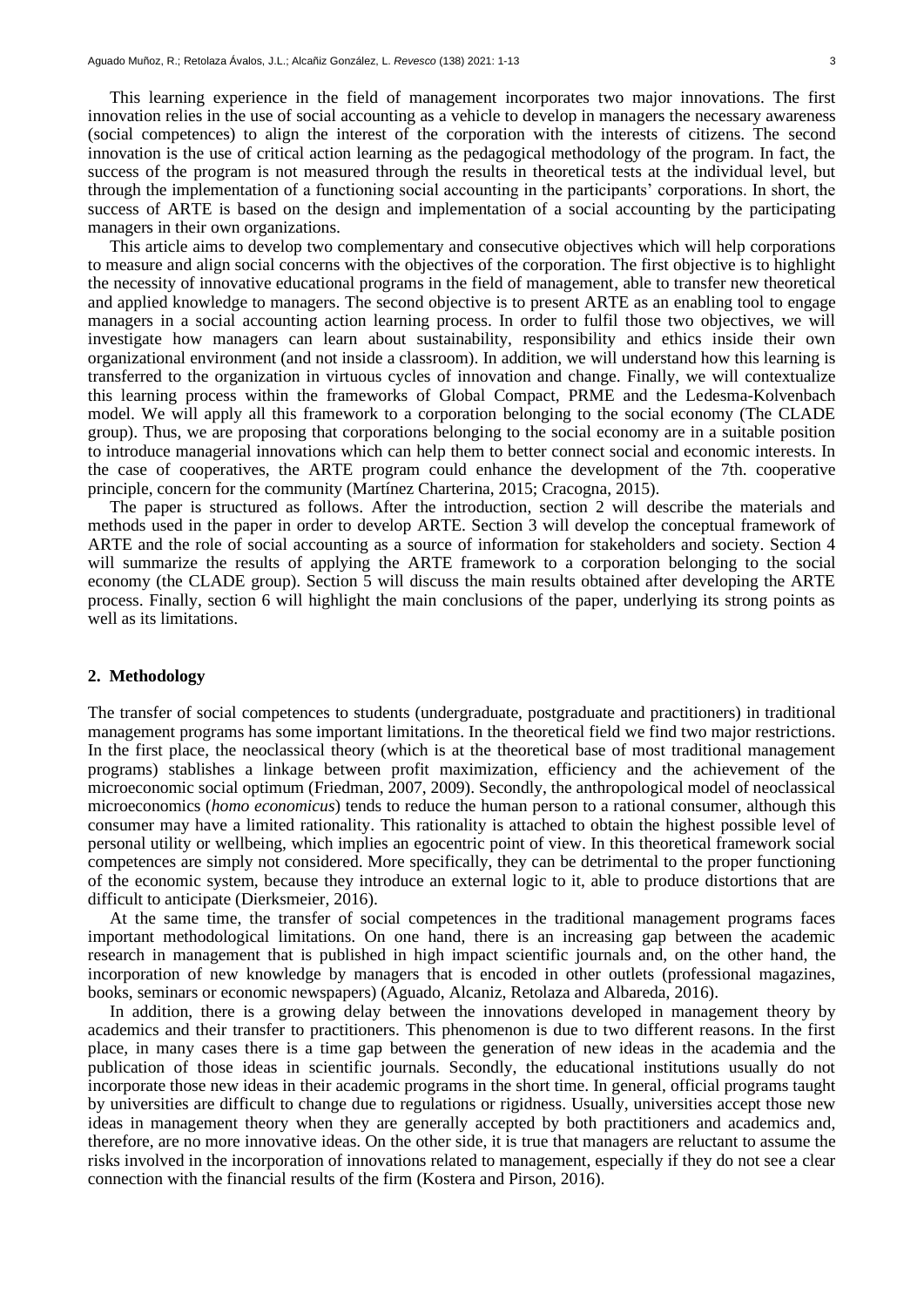This learning experience in the field of management incorporates two major innovations. The first innovation relies in the use of social accounting as a vehicle to develop in managers the necessary awareness (social competences) to align the interest of the corporation with the interests of citizens. The second innovation is the use of critical action learning as the pedagogical methodology of the program. In fact, the success of the program is not measured through the results in theoretical tests at the individual level, but through the implementation of a functioning social accounting in the participants' corporations. In short, the success of ARTE is based on the design and implementation of a social accounting by the participating managers in their own organizations.

This article aims to develop two complementary and consecutive objectives which will help corporations to measure and align social concerns with the objectives of the corporation. The first objective is to highlight the necessity of innovative educational programs in the field of management, able to transfer new theoretical and applied knowledge to managers. The second objective is to present ARTE as an enabling tool to engage managers in a social accounting action learning process. In order to fulfil those two objectives, we will investigate how managers can learn about sustainability, responsibility and ethics inside their own organizational environment (and not inside a classroom). In addition, we will understand how this learning is transferred to the organization in virtuous cycles of innovation and change. Finally, we will contextualize this learning process within the frameworks of Global Compact, PRME and the Ledesma-Kolvenbach model. We will apply all this framework to a corporation belonging to the social economy (The CLADE group). Thus, we are proposing that corporations belonging to the social economy are in a suitable position to introduce managerial innovations which can help them to better connect social and economic interests. In the case of cooperatives, the ARTE program could enhance the development of the 7th. cooperative principle, concern for the community (Martínez Charterina, 2015; Cracogna, 2015).

The paper is structured as follows. After the introduction, section 2 will describe the materials and methods used in the paper in order to develop ARTE. Section 3 will develop the conceptual framework of ARTE and the role of social accounting as a source of information for stakeholders and society. Section 4 will summarize the results of applying the ARTE framework to a corporation belonging to the social economy (the CLADE group). Section 5 will discuss the main results obtained after developing the ARTE process. Finally, section 6 will highlight the main conclusions of the paper, underlying its strong points as well as its limitations.

## 2. Methodology

The transfer of social competences to students (undergraduate, postgraduate and practitioners) in traditional management programs has some important limitations. In the theoretical field we find two major restrictions. In the first place, the neoclassical theory (which is at the theoretical base of most traditional management programs) stablishes a linkage between profit maximization, efficiency and the achievement of the microeconomic social optimum (Friedman, 2007, 2009). Secondly, the anthropological model of neoclassical microeconomics (*homo economicus*) tends to reduce the human person to a rational consumer, although this consumer may have a limited rationality. This rationality is attached to obtain the highest possible level of personal utility or wellbeing, which implies an egocentric point of view. In this theoretical framework social competences are simply not considered. More specifically, they can be detrimental to the proper functioning of the economic system, because they introduce an external logic to it, able to produce distortions that are difficult to anticipate (Dierksmeier, 2016).

At the same time, the transfer of social competences in the traditional management programs faces important methodological limitations. On one hand, there is an increasing gap between the academic research in management that is published in high impact scientific journals and, on the other hand, the incorporation of new knowledge by managers that is encoded in other outlets (professional magazines, books, seminars or economic newspapers) (Aguado, Alcaniz, Retolaza and Albareda, 2016).

In addition, there is a growing delay between the innovations developed in management theory by academics and their transfer to practitioners. This phenomenon is due to two different reasons. In the first place, in many cases there is a time gap between the generation of new ideas in the academia and the publication of those ideas in scientific journals. Secondly, the educational institutions usually do not incorporate those new ideas in their academic programs in the short time. In general, official programs taught by universities are difficult to change due to regulations or rigidness. Usually, universities accept those new ideas in management theory when they are generally accepted by both practitioners and academics and, therefore, are no more innovative ideas. On the other side, it is true that managers are reluctant to assume the risks involved in the incorporation of innovations related to management, especially if they do not see a clear connection with the financial results of the firm (Kostera and Pirson, 2016).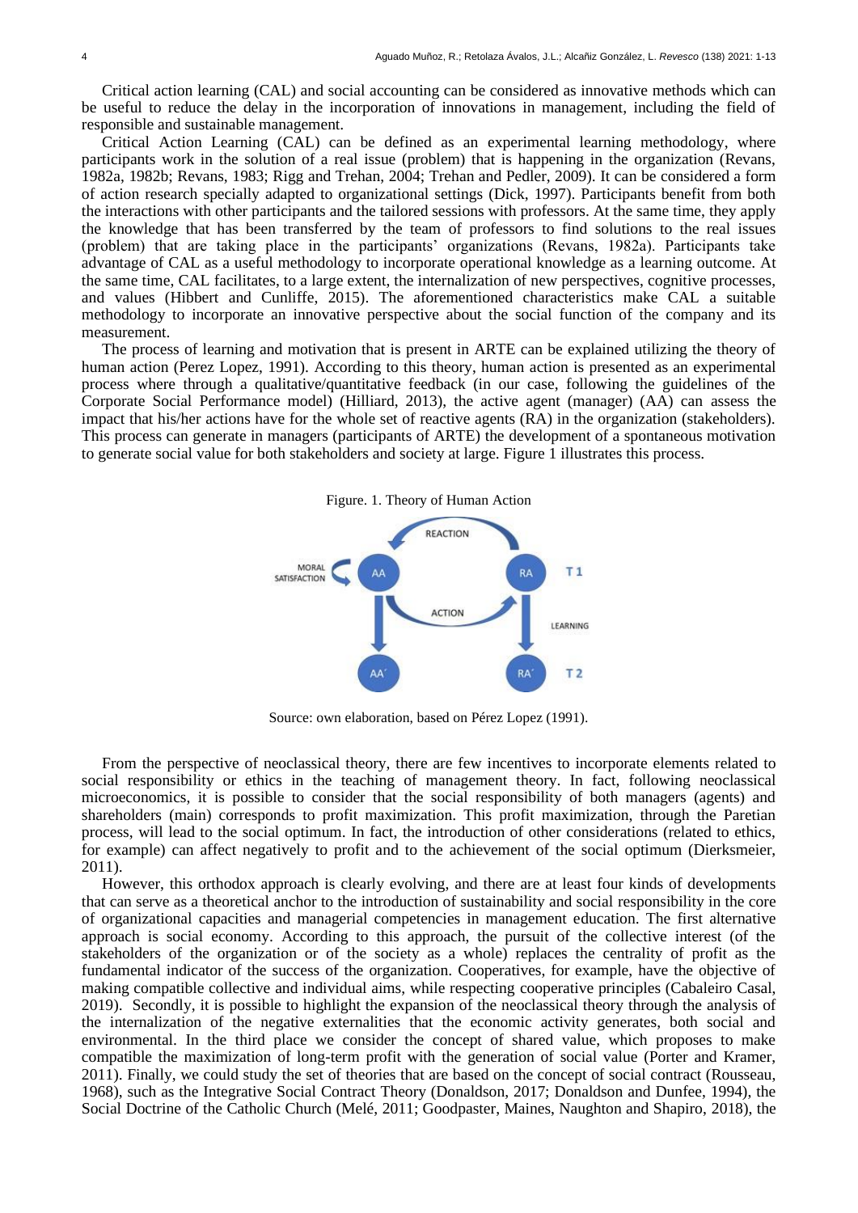Critical action learning (CAL) and social accounting can be considered as innovative methods which can be useful to reduce the delay in the incorporation of innovations in management, including the field of responsible and sustainable management.

Critical Action Learning (CAL) can be defined as an experimental learning methodology, where participants work in the solution of a real issue (problem) that is happening in the organization (Revans, 1982a, 1982b; Revans, 1983; Rigg and Trehan, 2004; Trehan and Pedler, 2009). It can be considered a form of action research specially adapted to organizational settings (Dick, 1997). Participants benefit from both the interactions with other participants and the tailored sessions with professors. At the same time, they apply the knowledge that has been transferred by the team of professors to find solutions to the real issues (problem) that are taking place in the participants' organizations (Revans, 1982a). Participants take advantage of CAL as a useful methodology to incorporate operational knowledge as a learning outcome. At the same time, CAL facilitates, to a large extent, the internalization of new perspectives, cognitive processes, and values (Hibbert and Cunliffe, 2015). The aforementioned characteristics make CAL a suitable methodology to incorporate an innovative perspective about the social function of the company and its measurement.

The process of learning and motivation that is present in ARTE can be explained utilizing the theory of human action (Perez Lopez, 1991). According to this theory, human action is presented as an experimental process where through a qualitative/quantitative feedback (in our case, following the guidelines of the Corporate Social Performance model) (Hilliard, 2013), the active agent (manager) (AA) can assess the impact that his/her actions have for the whole set of reactive agents (RA) in the organization (stakeholders). This process can generate in managers (participants of ARTE) the development of a spontaneous motivation to generate social value for both stakeholders and society at large. Figure 1 illustrates this process.

Figure. 1. Theory of Human Action

REACTION

MORAL SATISFACTION

AA

RA

T1

ACTION

LEARNING

AA´

RA´

T2

Source: own elaboration, based on Pérez Lopez (1991).

From the perspective of neoclassical theory, there are few incentives to incorporate elements related to social responsibility or ethics in the teaching of management theory. In fact, following neoclassical microeconomics, it is possible to consider that the social responsibility of both managers (agents) and shareholders (main) corresponds to profit maximization. This profit maximization, through the Paretian process, will lead to the social optimum. In fact, the introduction of other considerations (related to ethics, for example) can affect negatively to profit and to the achievement of the social optimum (Dierksmeier, 2011).

However, this orthodox approach is clearly evolving, and there are at least four kinds of developments that can serve as a theoretical anchor to the introduction of sustainability and social responsibility in the core of organizational capacities and managerial competencies in management education. The first alternative approach is social economy. According to this approach, the pursuit of the collective interest (of the stakeholders of the organization or of the society as a whole) replaces the centrality of profit as the fundamental indicator of the success of the organization. Cooperatives, for example, have the objective of making compatible collective and individual aims, while respecting cooperative principles (Cabaleiro Casal, 2019). Secondly, it is possible to highlight the expansion of the neoclassical theory through the analysis of the internalization of the negative externalities that the economic activity generates, both social and environmental. In the third place we consider the concept of shared value, which proposes to make compatible the maximization of long-term profit with the generation of social value (Porter and Kramer, 2011). Finally, we could study the set of theories that are based on the concept of social contract (Rousseau, 1968), such as the Integrative Social Contract Theory (Donaldson, 2017; Donaldson and Dunfee, 1994), the Social Doctrine of the Catholic Church (Melé, 2011; Goodpaster, Maines, Naughton and Shapiro, 2018), the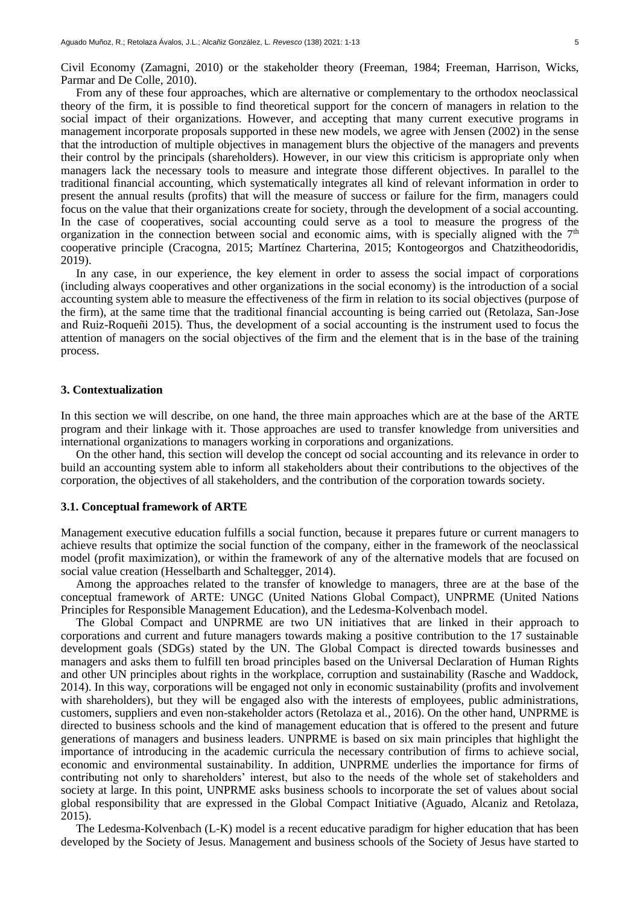Civil Economy (Zamagni, 2010) or the stakeholder theory (Freeman, 1984; Freeman, Harrison, Wicks, Parmar and De Colle, 2010).

From any of these four approaches, which are alternative or complementary to the orthodox neoclassical theory of the firm, it is possible to find theoretical support for the concern of managers in relation to the social impact of their organizations. However, and accepting that many current executive programs in management incorporate proposals supported in these new models, we agree with Jensen (2002) in the sense that the introduction of multiple objectives in management blurs the objective of the managers and prevents their control by the principals (shareholders). However, in our view this criticism is appropriate only when managers lack the necessary tools to measure and integrate those different objectives. In parallel to the traditional financial accounting, which systematically integrates all kind of relevant information in order to present the annual results (profits) that will the measure of success or failure for the firm, managers could focus on the value that their organizations create for society, through the development of a social accounting. In the case of cooperatives, social accounting could serve as a tool to measure the progress of the organization in the connection between social and economic aims, with is specially aligned with the 7th cooperative principle (Cracogna, 2015; Martínez Charterina, 2015; Kontogeorgos and Chatzitheodoridis, 2019).

In any case, in our experience, the key element in order to assess the social impact of corporations (including always cooperatives and other organizations in the social economy) is the introduction of a social accounting system able to measure the effectiveness of the firm in relation to its social objectives (purpose of the firm), at the same time that the traditional financial accounting is being carried out (Retolaza, San-Jose and Ruiz-Roqueñi 2015). Thus, the development of a social accounting is the instrument used to focus the attention of managers on the social objectives of the firm and the element that is in the base of the training process.

## 3. Contextualization

In this section we will describe, on one hand, the three main approaches which are at the base of the ARTE program and their linkage with it. Those approaches are used to transfer knowledge from universities and international organizations to managers working in corporations and organizations.

On the other hand, this section will develop the concept od social accounting and its relevance in order to build an accounting system able to inform all stakeholders about their contributions to the objectives of the corporation, the objectives of all stakeholders, and the contribution of the corporation towards society.

### 3.1. Conceptual framework of ARTE

Management executive education fulfills a social function, because it prepares future or current managers to achieve results that optimize the social function of the company, either in the framework of the neoclassical model (profit maximization), or within the framework of any of the alternative models that are focused on social value creation (Hesselbarth and Schaltegger, 2014).

Among the approaches related to the transfer of knowledge to managers, three are at the base of the conceptual framework of ARTE: UNGC (United Nations Global Compact), UNPRME (United Nations Principles for Responsible Management Education), and the Ledesma-Kolvenbach model.

The Global Compact and UNPRME are two UN initiatives that are linked in their approach to corporations and current and future managers towards making a positive contribution to the 17 sustainable development goals (SDGs) stated by the UN. The Global Compact is directed towards businesses and managers and asks them to fulfill ten broad principles based on the Universal Declaration of Human Rights and other UN principles about rights in the workplace, corruption and sustainability (Rasche and Waddock, 2014). In this way, corporations will be engaged not only in economic sustainability (profits and involvement with shareholders), but they will be engaged also with the interests of employees, public administrations, customers, suppliers and even non-stakeholder actors (Retolaza et al., 2016). On the other hand, UNPRME is directed to business schools and the kind of management education that is offered to the present and future generations of managers and business leaders. UNPRME is based on six main principles that highlight the importance of introducing in the academic curricula the necessary contribution of firms to achieve social, economic and environmental sustainability. In addition, UNPRME underlies the importance for firms of contributing not only to shareholders' interest, but also to the needs of the whole set of stakeholders and society at large. In this point, UNPRME asks business schools to incorporate the set of values about social global responsibility that are expressed in the Global Compact Initiative (Aguado, Alcaniz and Retolaza, 2015).

The Ledesma-Kolvenbach (L-K) model is a recent educative paradigm for higher education that has been developed by the Society of Jesus. Management and business schools of the Society of Jesus have started to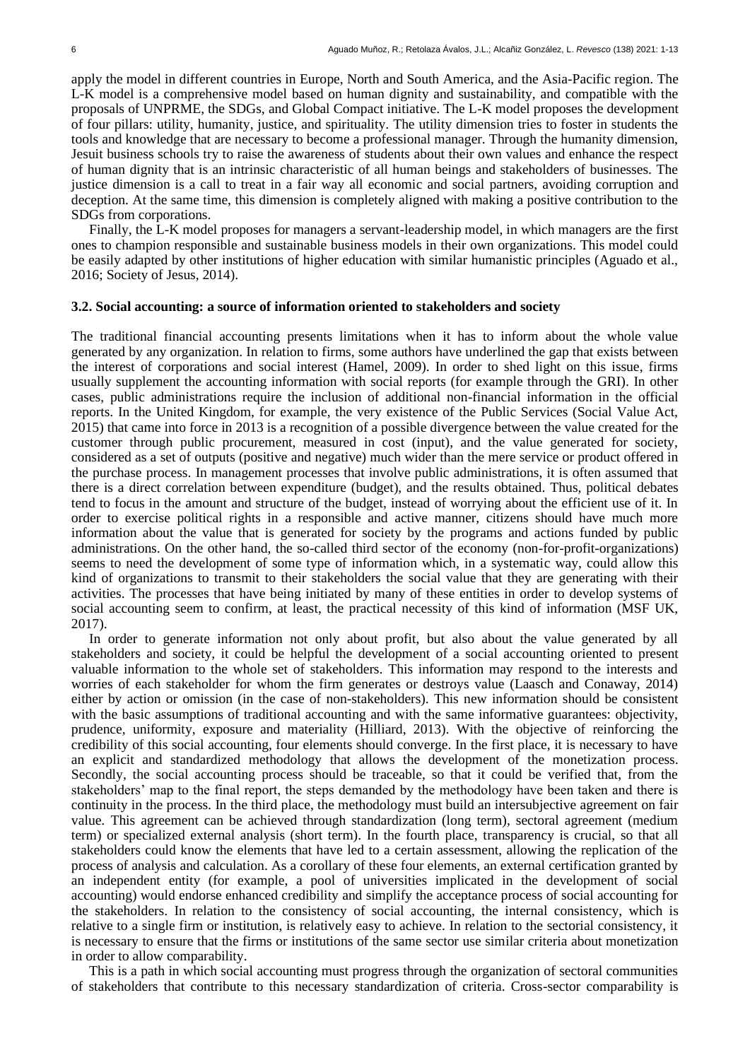apply the model in different countries in Europe, North and South America, and the Asia-Pacific region. The L-K model is a comprehensive model based on human dignity and sustainability, and compatible with the proposals of UNPRME, the SDGs, and Global Compact initiative. The L-K model proposes the development of four pillars: utility, humanity, justice, and spirituality. The utility dimension tries to foster in students the tools and knowledge that are necessary to become a professional manager. Through the humanity dimension, Jesuit business schools try to raise the awareness of students about their own values and enhance the respect of human dignity that is an intrinsic characteristic of all human beings and stakeholders of businesses. The justice dimension is a call to treat in a fair way all economic and social partners, avoiding corruption and deception. At the same time, this dimension is completely aligned with making a positive contribution to the SDGs from corporations.

Finally, the L-K model proposes for managers a servant-leadership model, in which managers are the first ones to champion responsible and sustainable business models in their own organizations. This model could be easily adapted by other institutions of higher education with similar humanistic principles (Aguado et al., 2016; Society of Jesus, 2014).

### 3.2. Social accounting: a source of information oriented to stakeholders and society

The traditional financial accounting presents limitations when it has to inform about the whole value generated by any organization. In relation to firms, some authors have underlined the gap that exists between the interest of corporations and social interest (Hamel, 2009). In order to shed light on this issue, firms usually supplement the accounting information with social reports (for example through the GRI). In other cases, public administrations require the inclusion of additional non-financial information in the official reports. In the United Kingdom, for example, the very existence of the Public Services (Social Value Act, 2015) that came into force in 2013 is a recognition of a possible divergence between the value created for the customer through public procurement, measured in cost (input), and the value generated for society, considered as a set of outputs (positive and negative) much wider than the mere service or product offered in the purchase process. In management processes that involve public administrations, it is often assumed that there is a direct correlation between expenditure (budget), and the results obtained. Thus, political debates tend to focus in the amount and structure of the budget, instead of worrying about the efficient use of it. In order to exercise political rights in a responsible and active manner, citizens should have much more information about the value that is generated for society by the programs and actions funded by public administrations. On the other hand, the so-called third sector of the economy (non-for-profit-organizations) seems to need the development of some type of information which, in a systematic way, could allow this kind of organizations to transmit to their stakeholders the social value that they are generating with their activities. The processes that have being initiated by many of these entities in order to develop systems of social accounting seem to confirm, at least, the practical necessity of this kind of information (MSF UK, 2017).

In order to generate information not only about profit, but also about the value generated by all stakeholders and society, it could be helpful the development of a social accounting oriented to present valuable information to the whole set of stakeholders. This information may respond to the interests and worries of each stakeholder for whom the firm generates or destroys value (Laasch and Conaway, 2014) either by action or omission (in the case of non-stakeholders). This new information should be consistent with the basic assumptions of traditional accounting and with the same informative guarantees: objectivity, prudence, uniformity, exposure and materiality (Hilliard, 2013). With the objective of reinforcing the credibility of this social accounting, four elements should converge. In the first place, it is necessary to have an explicit and standardized methodology that allows the development of the monetization process. Secondly, the social accounting process should be traceable, so that it could be verified that, from the stakeholders' map to the final report, the steps demanded by the methodology have been taken and there is continuity in the process. In the third place, the methodology must build an intersubjective agreement on fair value. This agreement can be achieved through standardization (long term), sectoral agreement (medium term) or specialized external analysis (short term). In the fourth place, transparency is crucial, so that all stakeholders could know the elements that have led to a certain assessment, allowing the replication of the process of analysis and calculation. As a corollary of these four elements, an external certification granted by an independent entity (for example, a pool of universities implicated in the development of social accounting) would endorse enhanced credibility and simplify the acceptance process of social accounting for the stakeholders. In relation to the consistency of social accounting, the internal consistency, which is relative to a single firm or institution, is relatively easy to achieve. In relation to the sectorial consistency, it is necessary to ensure that the firms or institutions of the same sector use similar criteria about monetization in order to allow comparability.

This is a path in which social accounting must progress through the organization of sectoral communities of stakeholders that contribute to this necessary standardization of criteria. Cross-sector comparability is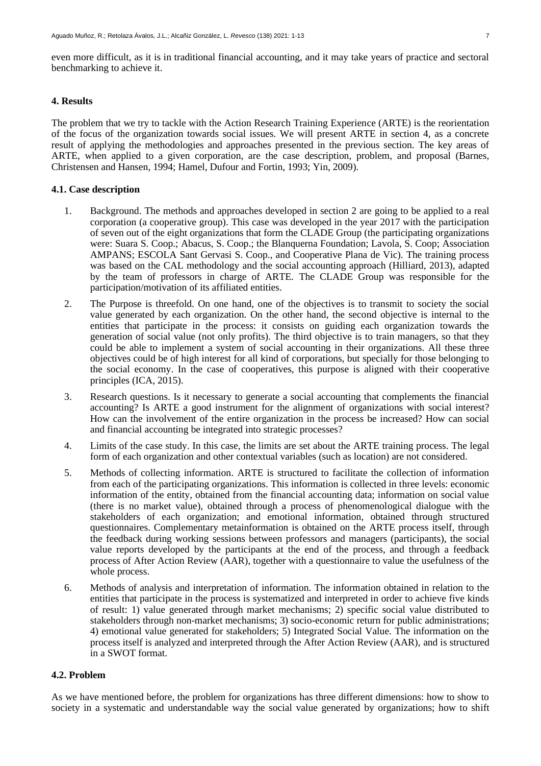even more difficult, as it is in traditional financial accounting, and it may take years of practice and sectoral benchmarking to achieve it.

## 4. Results

The problem that we try to tackle with the Action Research Training Experience (ARTE) is the reorientation of the focus of the organization towards social issues. We will present ARTE in section 4, as a concrete result of applying the methodologies and approaches presented in the previous section. The key areas of ARTE, when applied to a given corporation, are the case description, problem, and proposal (Barnes, Christensen and Hansen, 1994; Hamel, Dufour and Fortin, 1993; Yin, 2009).

### 4.1. Case description

1. Background. The methods and approaches developed in section 2 are going to be applied to a real corporation (a cooperative group). This case was developed in the year 2017 with the participation of seven out of the eight organizations that form the CLADE Group (the participating organizations were: Suara S. Coop.; Abacus, S. Coop.; the Blanquerna Foundation; Lavola, S. Coop; Association AMPANS; ESCOLA Sant Gervasi S. Coop., and Cooperative Plana de Vic). The training process was based on the CAL methodology and the social accounting approach (Hilliard, 2013), adapted by the team of professors in charge of ARTE. The CLADE Group was responsible for the participation/motivation of its affiliated entities.
2. The Purpose is threefold. On one hand, one of the objectives is to transmit to society the social value generated by each organization. On the other hand, the second objective is internal to the entities that participate in the process: it consists on guiding each organization towards the generation of social value (not only profits). The third objective is to train managers, so that they could be able to implement a system of social accounting in their organizations. All these three objectives could be of high interest for all kind of corporations, but specially for those belonging to the social economy. In the case of cooperatives, this purpose is aligned with their cooperative principles (ICA, 2015).
3. Research questions. Is it necessary to generate a social accounting that complements the financial accounting? Is ARTE a good instrument for the alignment of organizations with social interest? How can the involvement of the entire organization in the process be increased? How can social and financial accounting be integrated into strategic processes?
4. Limits of the case study. In this case, the limits are set about the ARTE training process. The legal form of each organization and other contextual variables (such as location) are not considered.
5. Methods of collecting information. ARTE is structured to facilitate the collection of information from each of the participating organizations. This information is collected in three levels: economic information of the entity, obtained from the financial accounting data; information on social value (there is no market value), obtained through a process of phenomenological dialogue with the stakeholders of each organization; and emotional information, obtained through structured questionnaires. Complementary metainformation is obtained on the ARTE process itself, through the feedback during working sessions between professors and managers (participants), the social value reports developed by the participants at the end of the process, and through a feedback process of After Action Review (AAR), together with a questionnaire to value the usefulness of the whole process.
6. Methods of analysis and interpretation of information. The information obtained in relation to the entities that participate in the process is systematized and interpreted in order to achieve five kinds of result: 1) value generated through market mechanisms; 2) specific social value distributed to stakeholders through non-market mechanisms; 3) socio-economic return for public administrations; 4) emotional value generated for stakeholders; 5) Integrated Social Value. The information on the process itself is analyzed and interpreted through the After Action Review (AAR), and is structured in a SWOT format.

### 4.2. Problem

As we have mentioned before, the problem for organizations has three different dimensions: how to show to society in a systematic and understandable way the social value generated by organizations; how to shift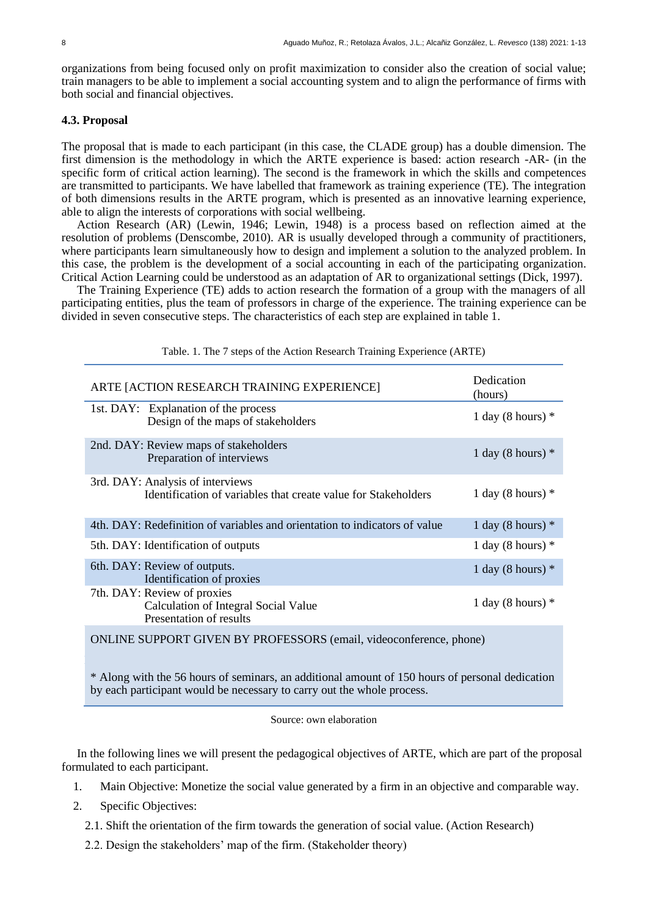organizations from being focused only on profit maximization to consider also the creation of social value; train managers to be able to implement a social accounting system and to align the performance of firms with both social and financial objectives.

### 4.3. Proposal

The proposal that is made to each participant (in this case, the CLADE group) has a double dimension. The first dimension is the methodology in which the ARTE experience is based: action research -AR- (in the specific form of critical action learning). The second is the framework in which the skills and competences are transmitted to participants. We have labelled that framework as training experience (TE). The integration of both dimensions results in the ARTE program, which is presented as an innovative learning experience, able to align the interests of corporations with social wellbeing.

Action Research (AR) (Lewin, 1946; Lewin, 1948) is a process based on reflection aimed at the resolution of problems (Denscombe, 2010). AR is usually developed through a community of practitioners, where participants learn simultaneously how to design and implement a solution to the analyzed problem. In this case, the problem is the development of a social accounting in each of the participating organization. Critical Action Learning could be understood as an adaptation of AR to organizational settings (Dick, 1997).

The Training Experience (TE) adds to action research the formation of a group with the managers of all participating entities, plus the team of professors in charge of the experience. The training experience can be divided in seven consecutive steps. The characteristics of each step are explained in table 1.

Table. 1. The 7 steps of the Action Research Training Experience (ARTE)

| ARTE [ACTION RESEARCH TRAINING EXPERIENCE] | Dedication (hours) |
|---|---|
| 1st. DAY: Explanation of the process<br>Design of the maps of stakeholders | 1 day (8 hours) * |
| 2nd. DAY: Review maps of stakeholders<br>Preparation of interviews | 1 day (8 hours) * |
| 3rd. DAY: Analysis of interviews<br>Identification of variables that create value for Stakeholders | 1 day (8 hours) * |
| 4th. DAY: Redefinition of variables and orientation to indicators of value | 1 day (8 hours) * |
| 5th. DAY: Identification of outputs | 1 day (8 hours) * |
| 6th. DAY: Review of outputs.<br>Identification of proxies | 1 day (8 hours) * |
| 7th. DAY: Review of proxies<br>Calculation of Integral Social Value<br>Presentation of results | 1 day (8 hours) * |
| ONLINE SUPPORT GIVEN BY PROFESSORS (email, videoconference, phone) | |
| * Along with the 56 hours of seminars, an additional amount of 150 hours of personal dedication by each participant would be necessary to carry out the whole process. | |

Source: own elaboration

In the following lines we will present the pedagogical objectives of ARTE, which are part of the proposal formulated to each participant.

1. Main Objective: Monetize the social value generated by a firm in an objective and comparable way.
2. Specific Objectives:
   - 2.1. Shift the orientation of the firm towards the generation of social value. (Action Research)
   - 2.2. Design the stakeholders' map of the firm. (Stakeholder theory)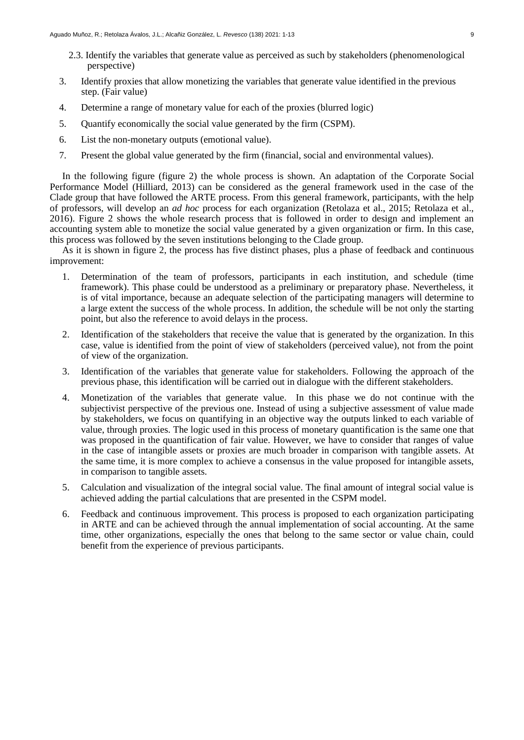2.3. Identify the variables that generate value as perceived as such by stakeholders (phenomenological perspective)

3. Identify proxies that allow monetizing the variables that generate value identified in the previous step. (Fair value)
4. Determine a range of monetary value for each of the proxies (blurred logic)
5. Quantify economically the social value generated by the firm (CSPM).
6. List the non-monetary outputs (emotional value).
7. Present the global value generated by the firm (financial, social and environmental values).

In the following figure (figure 2) the whole process is shown. An adaptation of the Corporate Social Performance Model (Hilliard, 2013) can be considered as the general framework used in the case of the Clade group that have followed the ARTE process. From this general framework, participants, with the help of professors, will develop an *ad hoc* process for each organization (Retolaza et al., 2015; Retolaza et al., 2016). Figure 2 shows the whole research process that is followed in order to design and implement an accounting system able to monetize the social value generated by a given organization or firm. In this case, this process was followed by the seven institutions belonging to the Clade group.

As it is shown in figure 2, the process has five distinct phases, plus a phase of feedback and continuous improvement:

1. Determination of the team of professors, participants in each institution, and schedule (time framework). This phase could be understood as a preliminary or preparatory phase. Nevertheless, it is of vital importance, because an adequate selection of the participating managers will determine to a large extent the success of the whole process. In addition, the schedule will be not only the starting point, but also the reference to avoid delays in the process.
2. Identification of the stakeholders that receive the value that is generated by the organization. In this case, value is identified from the point of view of stakeholders (perceived value), not from the point of view of the organization.
3. Identification of the variables that generate value for stakeholders. Following the approach of the previous phase, this identification will be carried out in dialogue with the different stakeholders.
4. Monetization of the variables that generate value. In this phase we do not continue with the subjectivist perspective of the previous one. Instead of using a subjective assessment of value made by stakeholders, we focus on quantifying in an objective way the outputs linked to each variable of value, through proxies. The logic used in this process of monetary quantification is the same one that was proposed in the quantification of fair value. However, we have to consider that ranges of value in the case of intangible assets or proxies are much broader in comparison with tangible assets. At the same time, it is more complex to achieve a consensus in the value proposed for intangible assets, in comparison to tangible assets.
5. Calculation and visualization of the integral social value. The final amount of integral social value is achieved adding the partial calculations that are presented in the CSPM model.
6. Feedback and continuous improvement. This process is proposed to each organization participating in ARTE and can be achieved through the annual implementation of social accounting. At the same time, other organizations, especially the ones that belong to the same sector or value chain, could benefit from the experience of previous participants.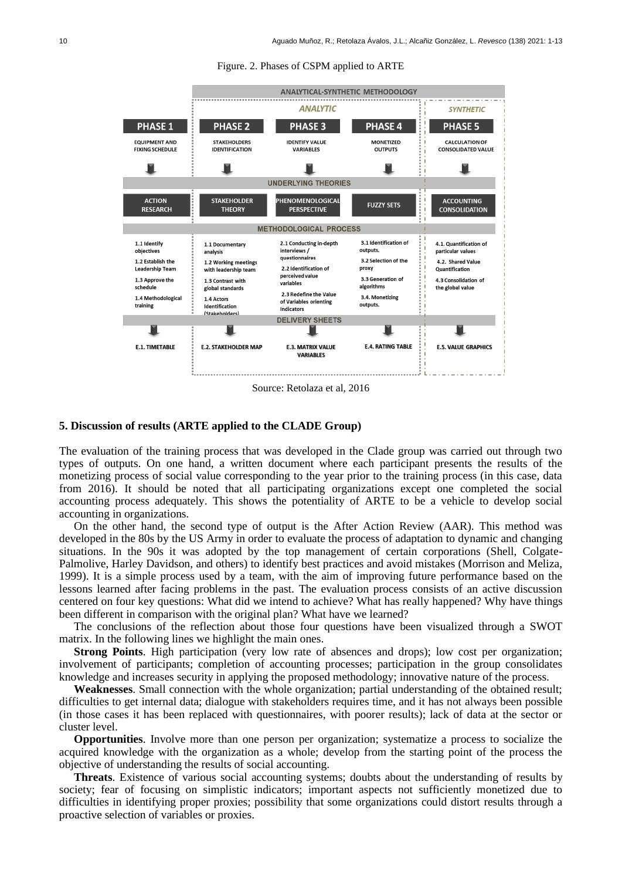Figure. 2. Phases of CSPM applied to ARTE

ANALYTICAL-SYNTHETIC METHODOLOGY

ANALYTIC

SYNTHETIC

PHASE 1

EQUIPMENT AND FIXING SCHEDULE

PHASE 2

STAKEHOLDERS IDENTIFICATION

PHASE 3

IDENTIFY VALUE VARIABLES

PHASE 4

MONETIZED OUTPUTS

PHASE 5

CALCULATION OF CONSOLIDATED VALUE

UNDERLYING THEORIES

ACTION RESEARCH

STAKEHOLDER THEORY

PHENOMENOLOGICAL PERSPECTIVE

FUZZY SETS

ACCOUNTING CONSOLIDATION

METHODOLOGICAL PROCESS

1.1 Identify objectives
1.2 Establish the Leadership Team
1.3 Approve the schedule
1.4 Methodological training

1.1 Documentary analysis
1.2 Working meetings with leadership team
1.3 Contrast with global standards
1.4 Actors Identification (Stakeholders)

2.1 Conducting in-depth interviews / questionnaires
2.2 Identification of perceived value variables
2.3 Redefine the Value of Variables orienting indicators

3.1 Identification of outputs.
3.2 Selection of the proxy
3.3 Generation of algorithms
3.4. Monetizing outputs.

4.1. Quantification of particular values
4.2. Shared Value Quantification
4.3 Consolidation of the global value

DELIVERY SHEETS

E.1. TIMETABLE

E.2. STAKEHOLDER MAP

E.3. MATRIX VALUE VARIABLES

E.4. RATING TABLE

E.5. VALUE GRAPHICS

Source: Retolaza et al, 2016

## 5. Discussion of results (ARTE applied to the CLADE Group)

The evaluation of the training process that was developed in the Clade group was carried out through two types of outputs. On one hand, a written document where each participant presents the results of the monetizing process of social value corresponding to the year prior to the training process (in this case, data from 2016). It should be noted that all participating organizations except one completed the social accounting process adequately. This shows the potentiality of ARTE to be a vehicle to develop social accounting in organizations.

On the other hand, the second type of output is the After Action Review (AAR). This method was developed in the 80s by the US Army in order to evaluate the process of adaptation to dynamic and changing situations. In the 90s it was adopted by the top management of certain corporations (Shell, Colgate-Palmolive, Harley Davidson, and others) to identify best practices and avoid mistakes (Morrison and Meliza, 1999). It is a simple process used by a team, with the aim of improving future performance based on the lessons learned after facing problems in the past. The evaluation process consists of an active discussion centered on four key questions: What did we intend to achieve? What has really happened? Why have things been different in comparison with the original plan? What have we learned?

The conclusions of the reflection about those four questions have been visualized through a SWOT matrix. In the following lines we highlight the main ones.

**Strong Points**. High participation (very low rate of absences and drops); low cost per organization; involvement of participants; completion of accounting processes; participation in the group consolidates knowledge and increases security in applying the proposed methodology; innovative nature of the process.

**Weaknesses**. Small connection with the whole organization; partial understanding of the obtained result; difficulties to get internal data; dialogue with stakeholders requires time, and it has not always been possible (in those cases it has been replaced with questionnaires, with poorer results); lack of data at the sector or cluster level.

**Opportunities**. Involve more than one person per organization; systematize a process to socialize the acquired knowledge with the organization as a whole; develop from the starting point of the process the objective of understanding the results of social accounting.

**Threats**. Existence of various social accounting systems; doubts about the understanding of results by society; fear of focusing on simplistic indicators; important aspects not sufficiently monetized due to difficulties in identifying proper proxies; possibility that some organizations could distort results through a proactive selection of variables or proxies.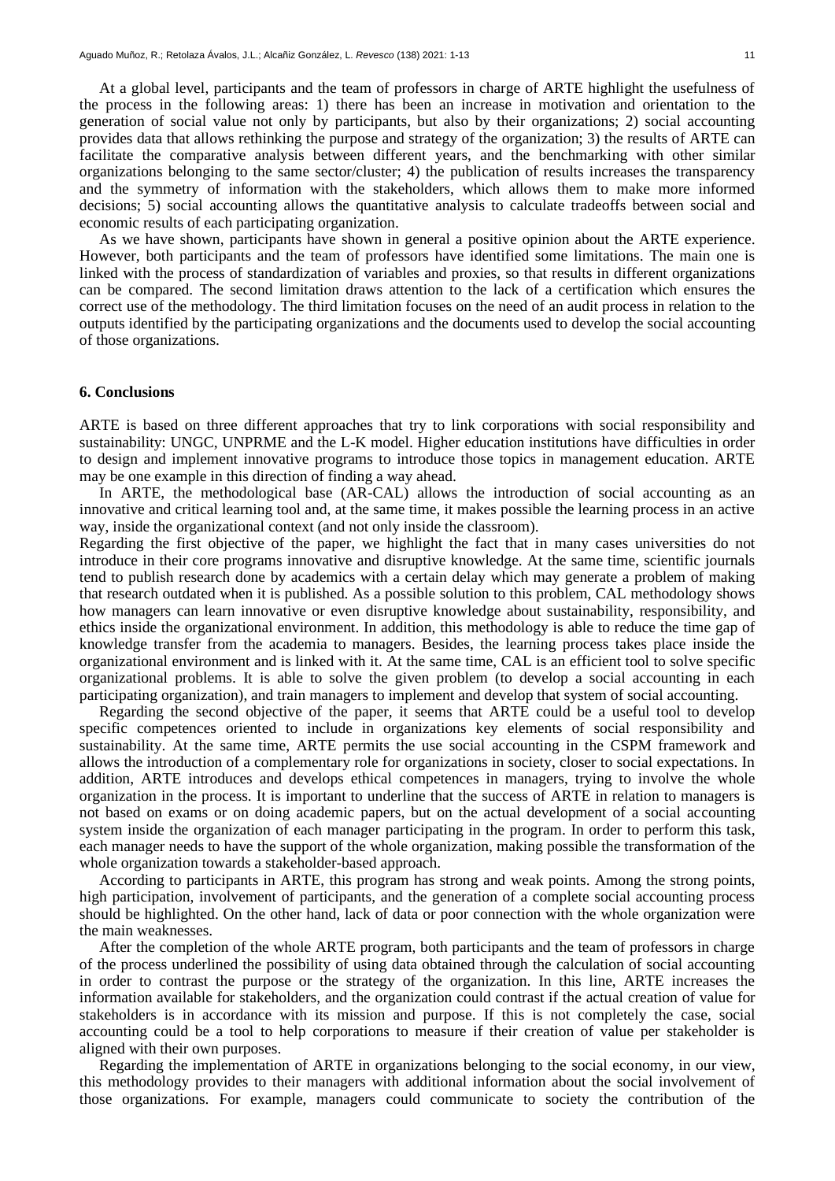At a global level, participants and the team of professors in charge of ARTE highlight the usefulness of the process in the following areas: 1) there has been an increase in motivation and orientation to the generation of social value not only by participants, but also by their organizations; 2) social accounting provides data that allows rethinking the purpose and strategy of the organization; 3) the results of ARTE can facilitate the comparative analysis between different years, and the benchmarking with other similar organizations belonging to the same sector/cluster; 4) the publication of results increases the transparency and the symmetry of information with the stakeholders, which allows them to make more informed decisions; 5) social accounting allows the quantitative analysis to calculate tradeoffs between social and economic results of each participating organization.

As we have shown, participants have shown in general a positive opinion about the ARTE experience. However, both participants and the team of professors have identified some limitations. The main one is linked with the process of standardization of variables and proxies, so that results in different organizations can be compared. The second limitation draws attention to the lack of a certification which ensures the correct use of the methodology. The third limitation focuses on the need of an audit process in relation to the outputs identified by the participating organizations and the documents used to develop the social accounting of those organizations.

## 6. Conclusions

ARTE is based on three different approaches that try to link corporations with social responsibility and sustainability: UNGC, UNPRME and the L-K model. Higher education institutions have difficulties in order to design and implement innovative programs to introduce those topics in management education. ARTE may be one example in this direction of finding a way ahead.

In ARTE, the methodological base (AR-CAL) allows the introduction of social accounting as an innovative and critical learning tool and, at the same time, it makes possible the learning process in an active way, inside the organizational context (and not only inside the classroom).

Regarding the first objective of the paper, we highlight the fact that in many cases universities do not introduce in their core programs innovative and disruptive knowledge. At the same time, scientific journals tend to publish research done by academics with a certain delay which may generate a problem of making that research outdated when it is published. As a possible solution to this problem, CAL methodology shows how managers can learn innovative or even disruptive knowledge about sustainability, responsibility, and ethics inside the organizational environment. In addition, this methodology is able to reduce the time gap of knowledge transfer from the academia to managers. Besides, the learning process takes place inside the organizational environment and is linked with it. At the same time, CAL is an efficient tool to solve specific organizational problems. It is able to solve the given problem (to develop a social accounting in each participating organization), and train managers to implement and develop that system of social accounting.

Regarding the second objective of the paper, it seems that ARTE could be a useful tool to develop specific competences oriented to include in organizations key elements of social responsibility and sustainability. At the same time, ARTE permits the use social accounting in the CSPM framework and allows the introduction of a complementary role for organizations in society, closer to social expectations. In addition, ARTE introduces and develops ethical competences in managers, trying to involve the whole organization in the process. It is important to underline that the success of ARTE in relation to managers is not based on exams or on doing academic papers, but on the actual development of a social accounting system inside the organization of each manager participating in the program. In order to perform this task, each manager needs to have the support of the whole organization, making possible the transformation of the whole organization towards a stakeholder-based approach.

According to participants in ARTE, this program has strong and weak points. Among the strong points, high participation, involvement of participants, and the generation of a complete social accounting process should be highlighted. On the other hand, lack of data or poor connection with the whole organization were the main weaknesses.

After the completion of the whole ARTE program, both participants and the team of professors in charge of the process underlined the possibility of using data obtained through the calculation of social accounting in order to contrast the purpose or the strategy of the organization. In this line, ARTE increases the information available for stakeholders, and the organization could contrast if the actual creation of value for stakeholders is in accordance with its mission and purpose. If this is not completely the case, social accounting could be a tool to help corporations to measure if their creation of value per stakeholder is aligned with their own purposes.

Regarding the implementation of ARTE in organizations belonging to the social economy, in our view, this methodology provides to their managers with additional information about the social involvement of those organizations. For example, managers could communicate to society the contribution of the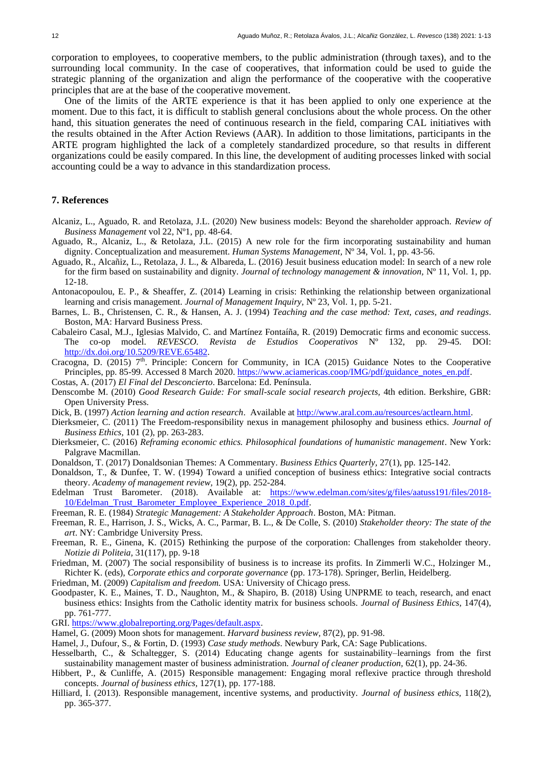corporation to employees, to cooperative members, to the public administration (through taxes), and to the surrounding local community. In the case of cooperatives, that information could be used to guide the strategic planning of the organization and align the performance of the cooperative with the cooperative principles that are at the base of the cooperative movement.

One of the limits of the ARTE experience is that it has been applied to only one experience at the moment. Due to this fact, it is difficult to stablish general conclusions about the whole process. On the other hand, this situation generates the need of continuous research in the field, comparing CAL initiatives with the results obtained in the After Action Reviews (AAR). In addition to those limitations, participants in the ARTE program highlighted the lack of a completely standardized procedure, so that results in different organizations could be easily compared. In this line, the development of auditing processes linked with social accounting could be a way to advance in this standardization process.

## 7. References

Alcaniz, L., Aguado, R. and Retolaza, J.L. (2020) New business models: Beyond the shareholder approach. *Review of Business Management* vol 22, Nº1, pp. 48-64.

Aguado, R., Alcaniz, L., & Retolaza, J.L. (2015) A new role for the firm incorporating sustainability and human dignity. Conceptualization and measurement. *Human Systems Management,* Nº 34, Vol. 1, pp. 43-56.

Aguado, R., Alcañiz, L., Retolaza, J. L., & Albareda, L. (2016) Jesuit business education model: In search of a new role for the firm based on sustainability and dignity. *Journal of technology management & innovation,* Nº 11, Vol. 1, pp. 12-18.

Antonacopoulou, E. P., & Sheaffer, Z. (2014) Learning in crisis: Rethinking the relationship between organizational learning and crisis management. *Journal of Management Inquiry,* Nº 23, Vol. 1, pp. 5-21.

Barnes, L. B., Christensen, C. R., & Hansen, A. J. (1994) *Teaching and the case method: Text, cases, and readings*. Boston, MA: Harvard Business Press.

Cabaleiro Casal, M.J., Iglesias Malvido, C. and Martínez Fontaíña, R. (2019) Democratic firms and economic success. The co-op model. *REVESCO. Revista de Estudios Cooperativos* Nº 132, pp. 29-45. DOI: http://dx.doi.org/10.5209/REVE.65482.

Cracogna, D. (2015) 7th. Principle: Concern for Community, in ICA (2015) Guidance Notes to the Cooperative Principles, pp. 85-99. Accessed 8 March 2020. https://www.aciamericas.coop/IMG/pdf/guidance_notes_en.pdf.

Costas, A. (2017) *El Final del Desconcierto*. Barcelona: Ed. Península.

Denscombe M. (2010) *Good Research Guide: For small-scale social research projects*, 4th edition. Berkshire, GBR: Open University Press.

Dick, B. (1997) *Action learning and action research*. Available at http://www.aral.com.au/resources/actlearn.html.

Dierksmeier, C. (2011) The Freedom-responsibility nexus in management philosophy and business ethics. *Journal of Business Ethics,* 101 (2), pp. 263-283.

Dierksmeier, C. (2016) *Reframing economic ethics. Philosophical foundations of humanistic management*. New York: Palgrave Macmillan.

Donaldson, T. (2017) Donaldsonian Themes: A Commentary. *Business Ethics Quarterly,* 27(1), pp. 125-142.

Donaldson, T., & Dunfee, T. W. (1994) Toward a unified conception of business ethics: Integrative social contracts theory. *Academy of management review,* 19(2), pp. 252-284.

Edelman Trust Barometer. (2018). Available at: https://www.edelman.com/sites/g/files/aatuss191/files/2018-10/Edelman_Trust_Barometer_Employee_Experience_2018_0.pdf.

Freeman, R. E. (1984) *Strategic Management: A Stakeholder Approach*. Boston, MA: Pitman.

Freeman, R. E., Harrison, J. S., Wicks, A. C., Parmar, B. L., & De Colle, S. (2010) *Stakeholder theory: The state of the art*. NY: Cambridge University Press.

Freeman, R. E., Ginena, K. (2015) Rethinking the purpose of the corporation: Challenges from stakeholder theory. *Notizie di Politeia,* 31(117), pp. 9-18

Friedman, M. (2007) The social responsibility of business is to increase its profits. In Zimmerli W.C., Holzinger M., Richter K. (eds), *Corporate ethics and corporate governance* (pp. 173-178). Springer, Berlin, Heidelberg.

Friedman, M. (2009) *Capitalism and freedom.* USA: University of Chicago press.

Goodpaster, K. E., Maines, T. D., Naughton, M., & Shapiro, B. (2018) Using UNPRME to teach, research, and enact business ethics: Insights from the Catholic identity matrix for business schools. *Journal of Business Ethics,* 147(4), pp. 761-777.

GRI. https://www.globalreporting.org/Pages/default.aspx.

Hamel, G. (2009) Moon shots for management. *Harvard business review,* 87(2), pp. 91-98.

Hamel, J., Dufour, S., & Fortin, D. (1993) *Case study methods*. Newbury Park, CA: Sage Publications.

Hesselbarth, C., & Schaltegger, S. (2014) Educating change agents for sustainability–learnings from the first sustainability management master of business administration. *Journal of cleaner production,* 62(1), pp. 24-36.

Hibbert, P., & Cunliffe, A. (2015) Responsible management: Engaging moral reflexive practice through threshold concepts. *Journal of business ethics,* 127(1), pp. 177-188.

Hilliard, I. (2013). Responsible management, incentive systems, and productivity. *Journal of business ethics,* 118(2), pp. 365-377.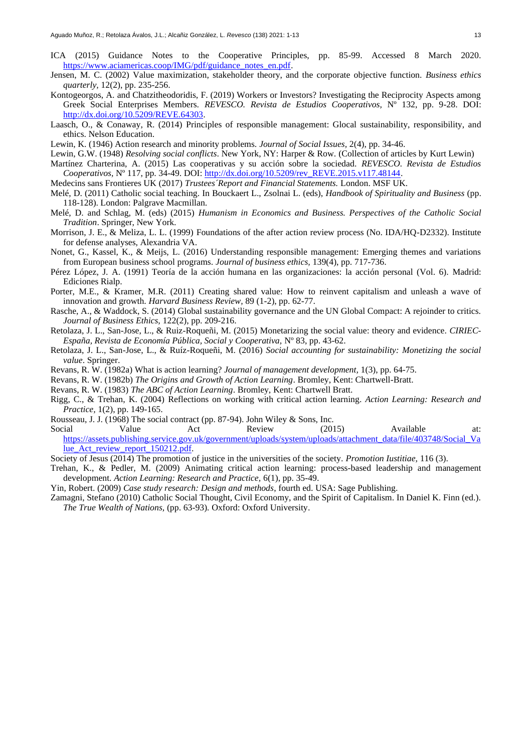ICA (2015) Guidance Notes to the Cooperative Principles, pp. 85-99. Accessed 8 March 2020. https://www.aciamericas.coop/IMG/pdf/guidance_notes_en.pdf.

Jensen, M. C. (2002) Value maximization, stakeholder theory, and the corporate objective function. *Business ethics quarterly*, 12(2), pp. 235-256.

Kontogeorgos, A. and Chatzitheodoridis, F. (2019) Workers or Investors? Investigating the Reciprocity Aspects among Greek Social Enterprises Members. *REVESCO. Revista de Estudios Cooperativos*, Nº 132, pp. 9-28. DOI: http://dx.doi.org/10.5209/REVE.64303.

Laasch, O., & Conaway, R. (2014) Principles of responsible management: Glocal sustainability, responsibility, and ethics. Nelson Education.

Lewin, K. (1946) Action research and minority problems. *Journal of Social Issues*, 2(4), pp. 34-46.

Lewin, G.W. (1948) *Resolving social conflicts*. New York, NY: Harper & Row. (Collection of articles by Kurt Lewin)

Martínez Charterina, A. (2015) Las cooperativas y su acción sobre la sociedad. *REVESCO. Revista de Estudios Cooperativos*, Nº 117, pp. 34-49. DOI: http://dx.doi.org/10.5209/rev_REVE.2015.v117.48144.

Medecins sans Frontieres UK (2017) *Trustees´Report and Financial Statements.* London. MSF UK.

Melé, D. (2011) Catholic social teaching. In Bouckaert L., Zsolnai L. (eds), *Handbook of Spirituality and Business* (pp. 118-128). London: Palgrave Macmillan.

Melé, D. and Schlag, M. (eds) (2015) *Humanism in Economics and Business. Perspectives of the Catholic Social Tradition*. Springer, New York.

Morrison, J. E., & Meliza, L. L. (1999) Foundations of the after action review process (No. IDA/HQ-D2332). Institute for defense analyses, Alexandria VA.

Nonet, G., Kassel, K., & Meijs, L. (2016) Understanding responsible management: Emerging themes and variations from European business school programs. *Journal of business ethics*, 139(4), pp. 717-736.

Pérez López, J. A. (1991) Teoría de la acción humana en las organizaciones: la acción personal (Vol. 6). Madrid: Ediciones Rialp.

Porter, M.E., & Kramer, M.R. (2011) Creating shared value: How to reinvent capitalism and unleash a wave of innovation and growth. *Harvard Business Review*, 89 (1-2), pp. 62-77.

Rasche, A., & Waddock, S. (2014) Global sustainability governance and the UN Global Compact: A rejoinder to critics. *Journal of Business Ethics*, 122(2), pp. 209-216.

Retolaza, J. L., San-Jose, L., & Ruiz-Roqueñi, M. (2015) Monetarizing the social value: theory and evidence. *CIRIEC-España, Revista de Economía Pública, Social y Cooperativa*, Nº 83, pp. 43-62.

Retolaza, J. L., San-Jose, L., & Ruíz-Roqueñi, M. (2016) *Social accounting for sustainability: Monetizing the social value*. Springer.

Revans, R. W. (1982a) What is action learning? *Journal of management development*, 1(3), pp. 64-75.

Revans, R. W. (1982b) *The Origins and Growth of Action Learning*. Bromley, Kent: Chartwell-Bratt.

Revans, R. W. (1983) *The ABC of Action Learning*. Bromley, Kent: Chartwell Bratt.

Rigg, C., & Trehan, K. (2004) Reflections on working with critical action learning. *Action Learning: Research and Practice*, 1(2), pp. 149-165.

Rousseau, J. J. (1968) The social contract (pp. 87-94). John Wiley & Sons, Inc.

Social Value Act Review (2015) Available at: https://assets.publishing.service.gov.uk/government/uploads/system/uploads/attachment_data/file/403748/Social_Value_Act_review_report_150212.pdf.

Society of Jesus (2014) The promotion of justice in the universities of the society. *Promotion Iustitiae*, 116 (3).

Trehan, K., & Pedler, M. (2009) Animating critical action learning: process-based leadership and management development. *Action Learning: Research and Practice*, 6(1), pp. 35-49.

Yin, Robert. (2009) *Case study research: Design and methods*, fourth ed. USA: Sage Publishing.

Zamagni, Stefano (2010) Catholic Social Thought, Civil Economy, and the Spirit of Capitalism. In Daniel K. Finn (ed.). *The True Wealth of Nations*, (pp. 63-93). Oxford: Oxford University.